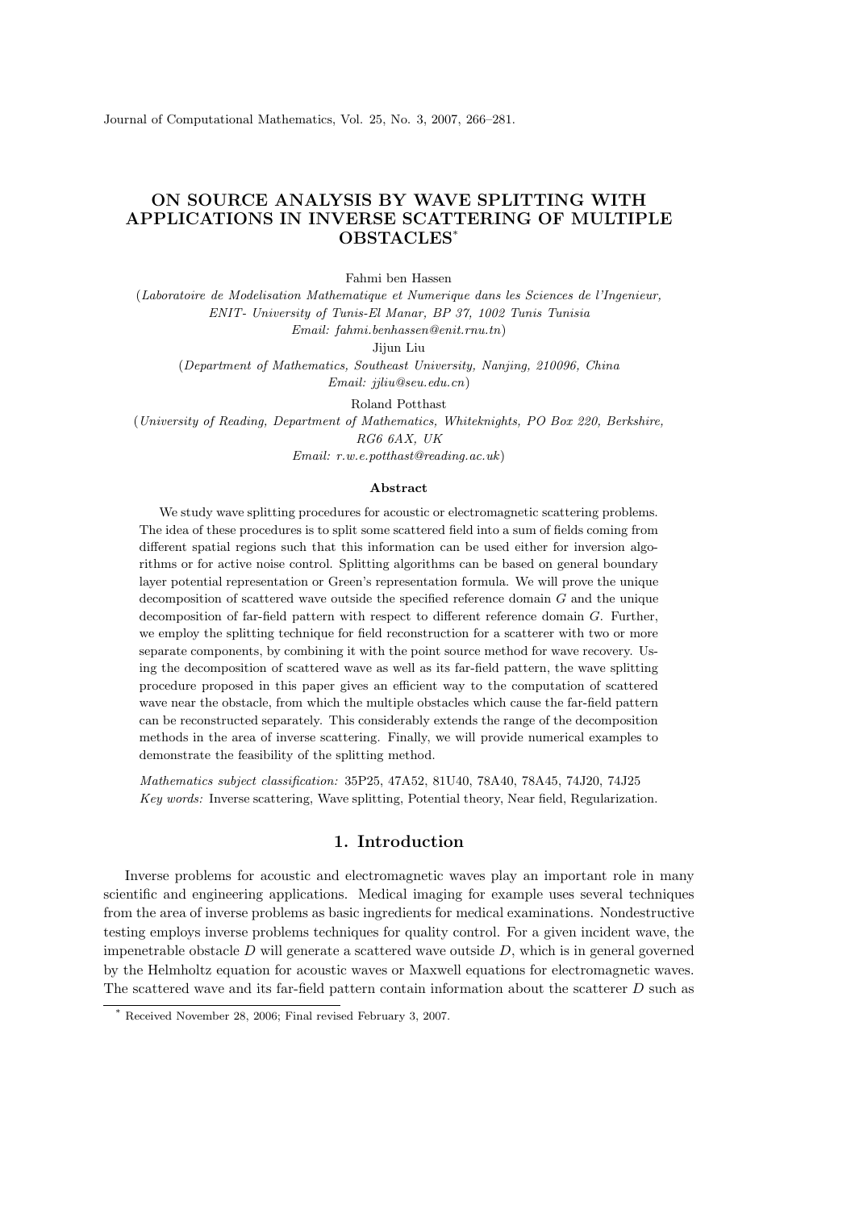# ON SOURCE ANALYSIS BY WAVE SPLITTING WITH APPLICATIONS IN INVERSE SCATTERING OF MULTIPLE OBSTACLES*

Fahmi ben Hassen

(*Laboratoire de Modelisation Mathematique et Numerique dans les Sciences de l'Ingenieur, ENIT- University of Tunis-El Manar, BP 37, 1002 Tunis Tunisia*
*Email: fahmi.benhassen@enit.rnu.tn*)

Jijun Liu

(*Department of Mathematics, Southeast University, Nanjing, 210096, China*
*Email: jjliu@seu.edu.cn*)

Roland Potthast

(*University of Reading, Department of Mathematics, Whiteknights, PO Box 220, Berkshire, RG6 6AX, UK*
*Email: r.w.e.potthast@reading.ac.uk*)

### Abstract

We study wave splitting procedures for acoustic or electromagnetic scattering problems. The idea of these procedures is to split some scattered field into a sum of fields coming from different spatial regions such that this information can be used either for inversion algorithms or for active noise control. Splitting algorithms can be based on general boundary layer potential representation or Green's representation formula. We will prove the unique decomposition of scattered wave outside the specified reference domain $G$ and the unique decomposition of far-field pattern with respect to different reference domain $G$. Further, we employ the splitting technique for field reconstruction for a scatterer with two or more separate components, by combining it with the point source method for wave recovery. Using the decomposition of scattered wave as well as its far-field pattern, the wave splitting procedure proposed in this paper gives an efficient way to the computation of scattered wave near the obstacle, from which the multiple obstacles which cause the far-field pattern can be reconstructed separately. This considerably extends the range of the decomposition methods in the area of inverse scattering. Finally, we will provide numerical examples to demonstrate the feasibility of the splitting method.

*Mathematics subject classification:* 35P25, 47A52, 81U40, 78A40, 78A45, 74J20, 74J25
*Key words:* Inverse scattering, Wave splitting, Potential theory, Near field, Regularization.

## 1. Introduction

Inverse problems for acoustic and electromagnetic waves play an important role in many scientific and engineering applications. Medical imaging for example uses several techniques from the area of inverse problems as basic ingredients for medical examinations. Nondestructive testing employs inverse problems techniques for quality control. For a given incident wave, the impenetrable obstacle $D$ will generate a scattered wave outside $D$, which is in general governed by the Helmholtz equation for acoustic waves or Maxwell equations for electromagnetic waves. The scattered wave and its far-field pattern contain information about the scatterer $D$ such as

* Received November 28, 2006; Final revised February 3, 2007.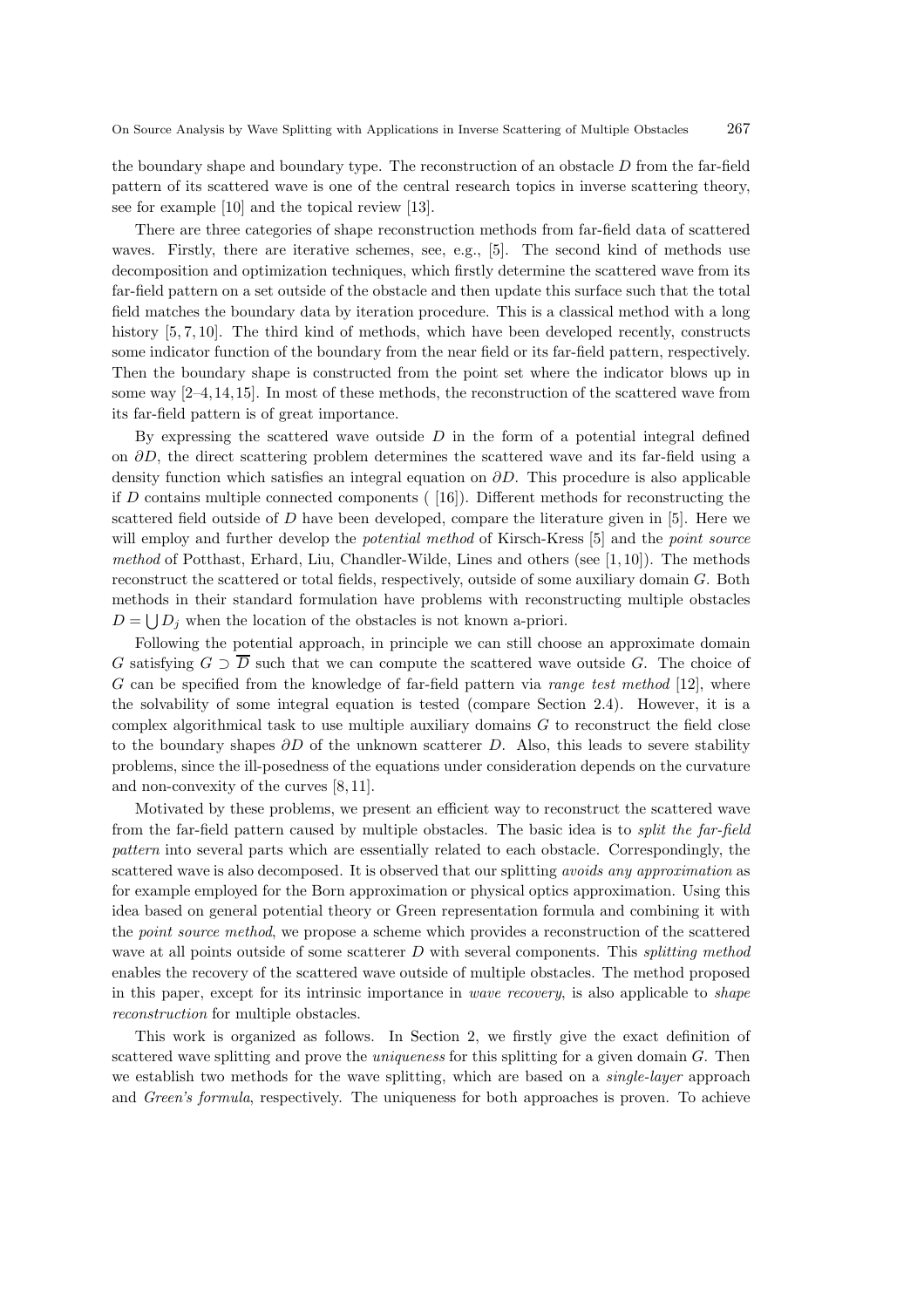the boundary shape and boundary type. The reconstruction of an obstacle $D$ from the far-field pattern of its scattered wave is one of the central research topics in inverse scattering theory, see for example [10] and the topical review [13].

There are three categories of shape reconstruction methods from far-field data of scattered waves. Firstly, there are iterative schemes, see, e.g., [5]. The second kind of methods use decomposition and optimization techniques, which firstly determine the scattered wave from its far-field pattern on a set outside of the obstacle and then update this surface such that the total field matches the boundary data by iteration procedure. This is a classical method with a long history [5, 7, 10]. The third kind of methods, which have been developed recently, constructs some indicator function of the boundary from the near field or its far-field pattern, respectively. Then the boundary shape is constructed from the point set where the indicator blows up in some way [2–4, 14, 15]. In most of these methods, the reconstruction of the scattered wave from its far-field pattern is of great importance.

By expressing the scattered wave outside $D$ in the form of a potential integral defined on $\partial D$, the direct scattering problem determines the scattered wave and its far-field using a density function which satisfies an integral equation on $\partial D$. This procedure is also applicable if $D$ contains multiple connected components ( [16]). Different methods for reconstructing the scattered field outside of $D$ have been developed, compare the literature given in [5]. Here we will employ and further develop the *potential method* of Kirsch-Kress [5] and the *point source method* of Potthast, Erhard, Liu, Chandler-Wilde, Lines and others (see [1, 10]). The methods reconstruct the scattered or total fields, respectively, outside of some auxiliary domain $G$. Both methods in their standard formulation have problems with reconstructing multiple obstacles $D = \bigcup D_j$ when the location of the obstacles is not known a-priori.

Following the potential approach, in principle we can still choose an approximate domain $G$ satisfying $G \supset \overline{D}$ such that we can compute the scattered wave outside $G$. The choice of $G$ can be specified from the knowledge of far-field pattern via *range test method* [12], where the solvability of some integral equation is tested (compare Section 2.4). However, it is a complex algorithmical task to use multiple auxiliary domains $G$ to reconstruct the field close to the boundary shapes $\partial D$ of the unknown scatterer $D$. Also, this leads to severe stability problems, since the ill-posedness of the equations under consideration depends on the curvature and non-convexity of the curves [8, 11].

Motivated by these problems, we present an efficient way to reconstruct the scattered wave from the far-field pattern caused by multiple obstacles. The basic idea is to *split the far-field pattern* into several parts which are essentially related to each obstacle. Correspondingly, the scattered wave is also decomposed. It is observed that our splitting *avoids any approximation* as for example employed for the Born approximation or physical optics approximation. Using this idea based on general potential theory or Green representation formula and combining it with the *point source method*, we propose a scheme which provides a reconstruction of the scattered wave at all points outside of some scatterer $D$ with several components. This *splitting method* enables the recovery of the scattered wave outside of multiple obstacles. The method proposed in this paper, except for its intrinsic importance in *wave recovery*, is also applicable to *shape reconstruction* for multiple obstacles.

This work is organized as follows. In Section 2, we firstly give the exact definition of scattered wave splitting and prove the *uniqueness* for this splitting for a given domain $G$. Then we establish two methods for the wave splitting, which are based on a *single-layer* approach and *Green's formula*, respectively. The uniqueness for both approaches is proven. To achieve